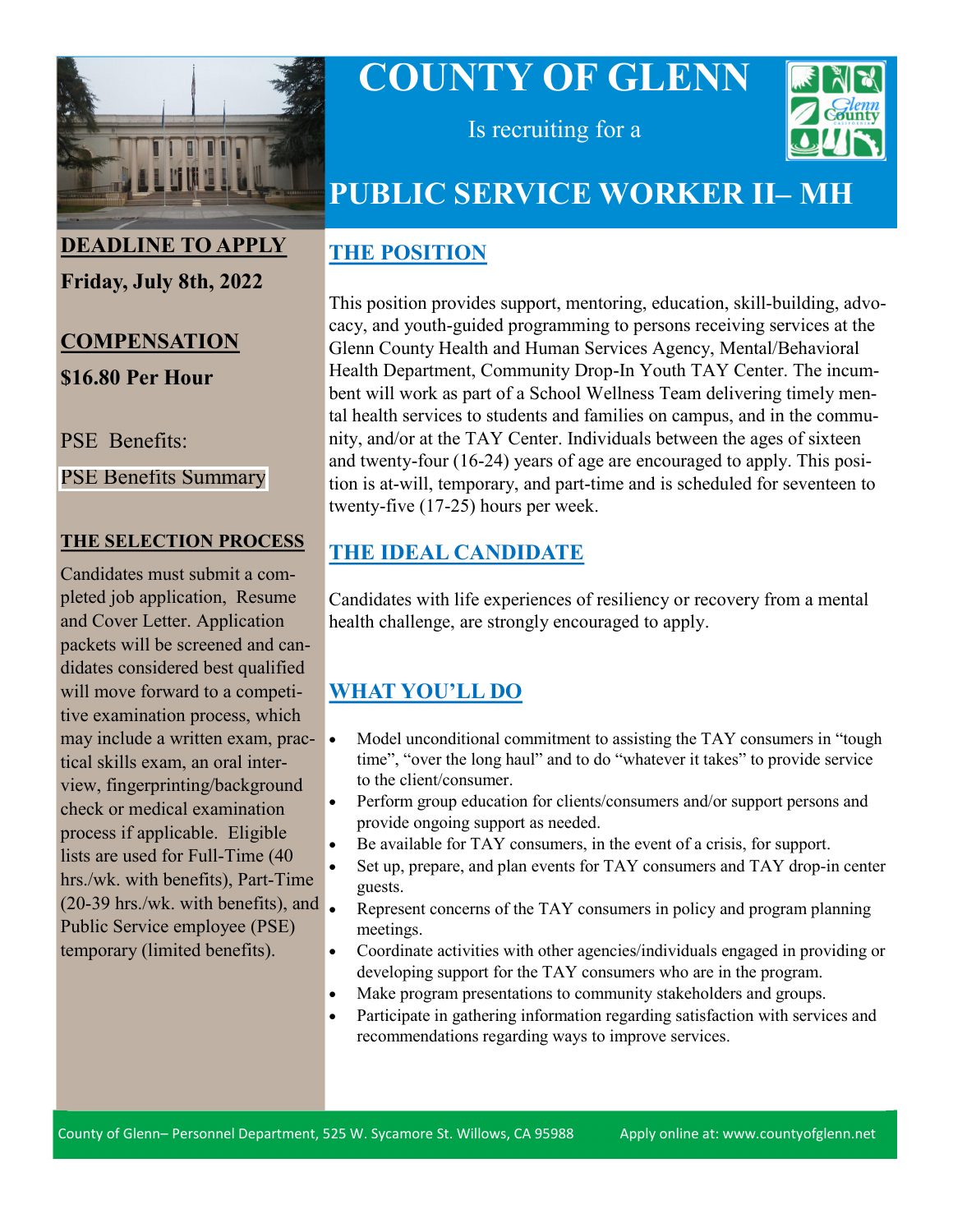# COUNTY OF GLENN

Is recruiting for a

# PUBLIC SERVICE WORKER II– MH

## DEADLINE TO APPLY

**Friday, July 8th, 2022**

## COMPENSATION

**$16.80 Per Hour**

PSE Benefits:

PSE Benefits Summary

### THE SELECTION PROCESS

Candidates must submit a completed job application, Resume and Cover Letter. Application packets will be screened and candidates considered best qualified will move forward to a competitive examination process, which may include a written exam, practical skills exam, an oral interview, fingerprinting/background check or medical examination process if applicable. Eligible lists are used for Full-Time (40 hrs./wk. with benefits), Part-Time (20-39 hrs./wk. with benefits), and Public Service employee (PSE) temporary (limited benefits).

## THE POSITION

This position provides support, mentoring, education, skill-building, advocacy, and youth-guided programming to persons receiving services at the Glenn County Health and Human Services Agency, Mental/Behavioral Health Department, Community Drop-In Youth TAY Center. The incumbent will work as part of a School Wellness Team delivering timely mental health services to students and families on campus, and in the community, and/or at the TAY Center. Individuals between the ages of sixteen and twenty-four (16-24) years of age are encouraged to apply. This position is at-will, temporary, and part-time and is scheduled for seventeen to twenty-five (17-25) hours per week.

## THE IDEAL CANDIDATE

Candidates with life experiences of resiliency or recovery from a mental health challenge, are strongly encouraged to apply.

## WHAT YOU'LL DO

- Model unconditional commitment to assisting the TAY consumers in "tough time", "over the long haul" and to do "whatever it takes" to provide service to the client/consumer.
- Perform group education for clients/consumers and/or support persons and provide ongoing support as needed.
- Be available for TAY consumers, in the event of a crisis, for support.
- Set up, prepare, and plan events for TAY consumers and TAY drop-in center guests.
- Represent concerns of the TAY consumers in policy and program planning meetings.
- Coordinate activities with other agencies/individuals engaged in providing or developing support for the TAY consumers who are in the program.
- Make program presentations to community stakeholders and groups.
- Participate in gathering information regarding satisfaction with services and recommendations regarding ways to improve services.

County of Glenn– Personnel Department, 525 W. Sycamore St. Willows, CA 95988 Apply online at: www.countyofglenn.net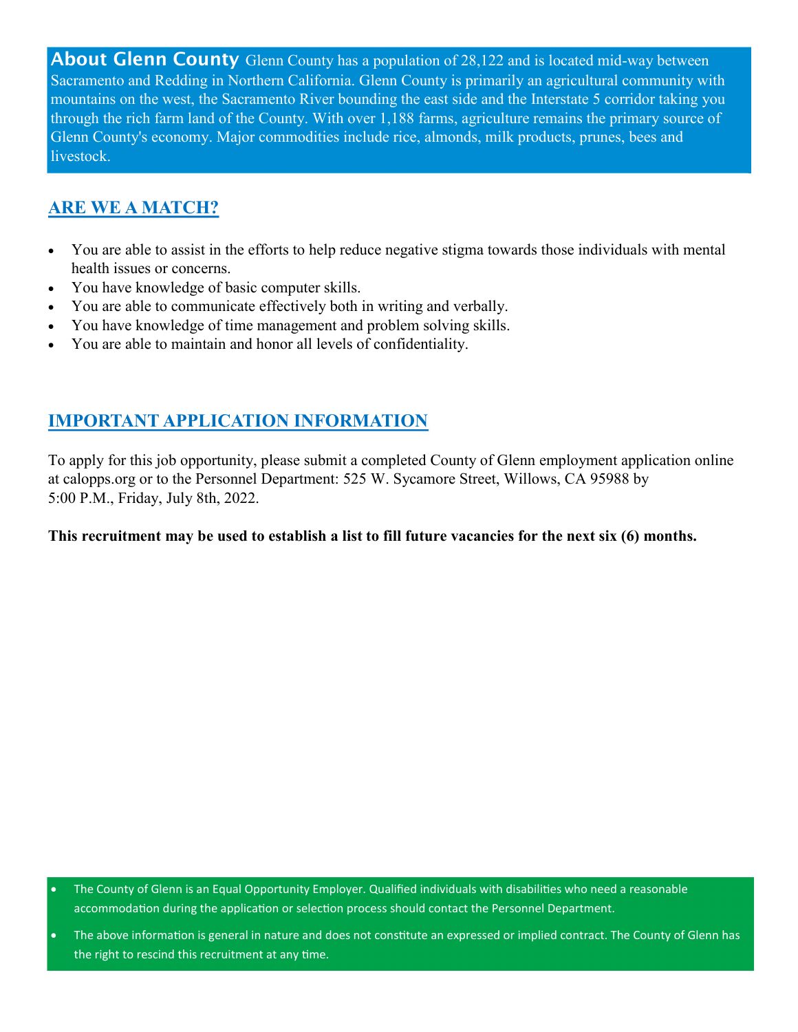**About Glenn County** Glenn County has a population of 28,122 and is located mid-way between Sacramento and Redding in Northern California. Glenn County is primarily an agricultural community with mountains on the west, the Sacramento River bounding the east side and the Interstate 5 corridor taking you through the rich farm land of the County. With over 1,188 farms, agriculture remains the primary source of Glenn County's economy. Major commodities include rice, almonds, milk products, prunes, bees and livestock.

## ARE WE A MATCH?

- You are able to assist in the efforts to help reduce negative stigma towards those individuals with mental health issues or concerns.
- You have knowledge of basic computer skills.
- You are able to communicate effectively both in writing and verbally.
- You have knowledge of time management and problem solving skills.
- You are able to maintain and honor all levels of confidentiality.

## IMPORTANT APPLICATION INFORMATION

To apply for this job opportunity, please submit a completed County of Glenn employment application online at calopps.org or to the Personnel Department: 525 W. Sycamore Street, Willows, CA 95988 by 5:00 P.M., Friday, July 8th, 2022.

**This recruitment may be used to establish a list to fill future vacancies for the next six (6) months.**

- The County of Glenn is an Equal Opportunity Employer. Qualified individuals with disabilities who need a reasonable accommodation during the application or selection process should contact the Personnel Department.
- The above information is general in nature and does not constitute an expressed or implied contract. The County of Glenn has the right to rescind this recruitment at any time.